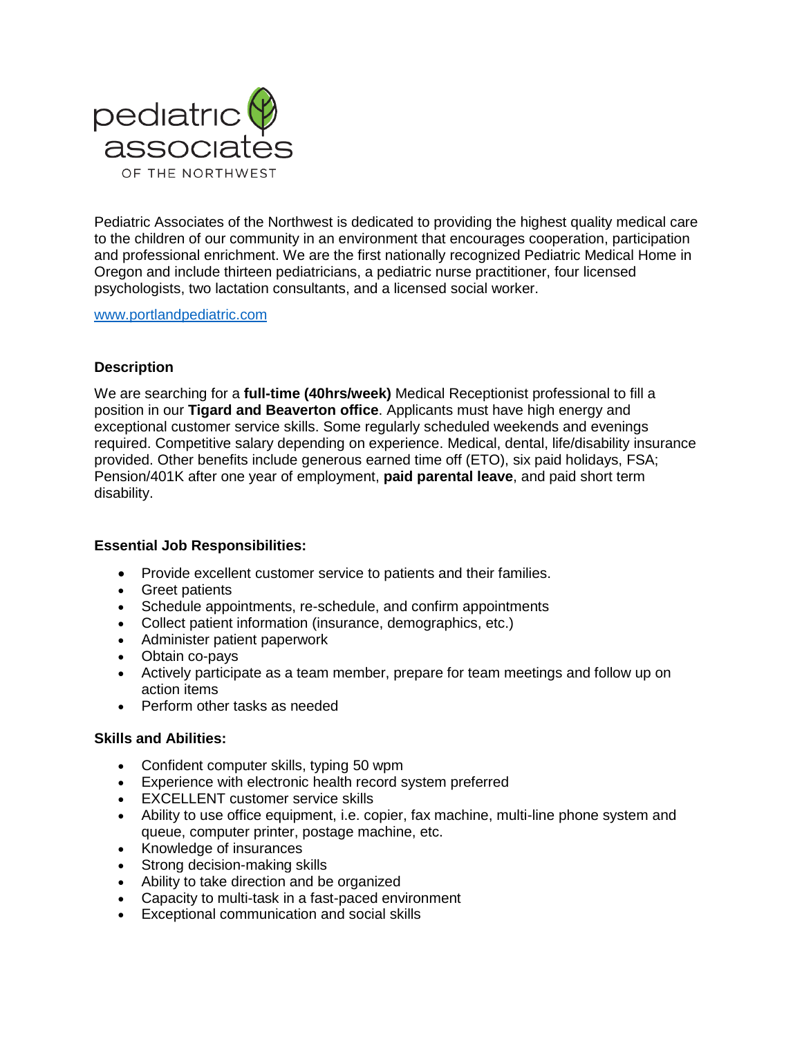pediatric associates

OF THE NORTHWEST

Pediatric Associates of the Northwest is dedicated to providing the highest quality medical care to the children of our community in an environment that encourages cooperation, participation and professional enrichment. We are the first nationally recognized Pediatric Medical Home in Oregon and include thirteen pediatricians, a pediatric nurse practitioner, four licensed psychologists, two lactation consultants, and a licensed social worker.

[www.portlandpediatric.com](http://www.portlandpediatric.com)

### Description

We are searching for a **full-time (40hrs/week)** Medical Receptionist professional to fill a position in our **Tigard and Beaverton office**. Applicants must have high energy and exceptional customer service skills. Some regularly scheduled weekends and evenings required. Competitive salary depending on experience. Medical, dental, life/disability insurance provided. Other benefits include generous earned time off (ETO), six paid holidays, FSA; Pension/401K after one year of employment, **paid parental leave**, and paid short term disability.

### Essential Job Responsibilities:

- Provide excellent customer service to patients and their families.
- Greet patients
- Schedule appointments, re-schedule, and confirm appointments
- Collect patient information (insurance, demographics, etc.)
- Administer patient paperwork
- Obtain co-pays
- Actively participate as a team member, prepare for team meetings and follow up on action items
- Perform other tasks as needed

### Skills and Abilities:

- Confident computer skills, typing 50 wpm
- Experience with electronic health record system preferred
- EXCELLENT customer service skills
- Ability to use office equipment, i.e. copier, fax machine, multi-line phone system and queue, computer printer, postage machine, etc.
- Knowledge of insurances
- Strong decision-making skills
- Ability to take direction and be organized
- Capacity to multi-task in a fast-paced environment
- Exceptional communication and social skills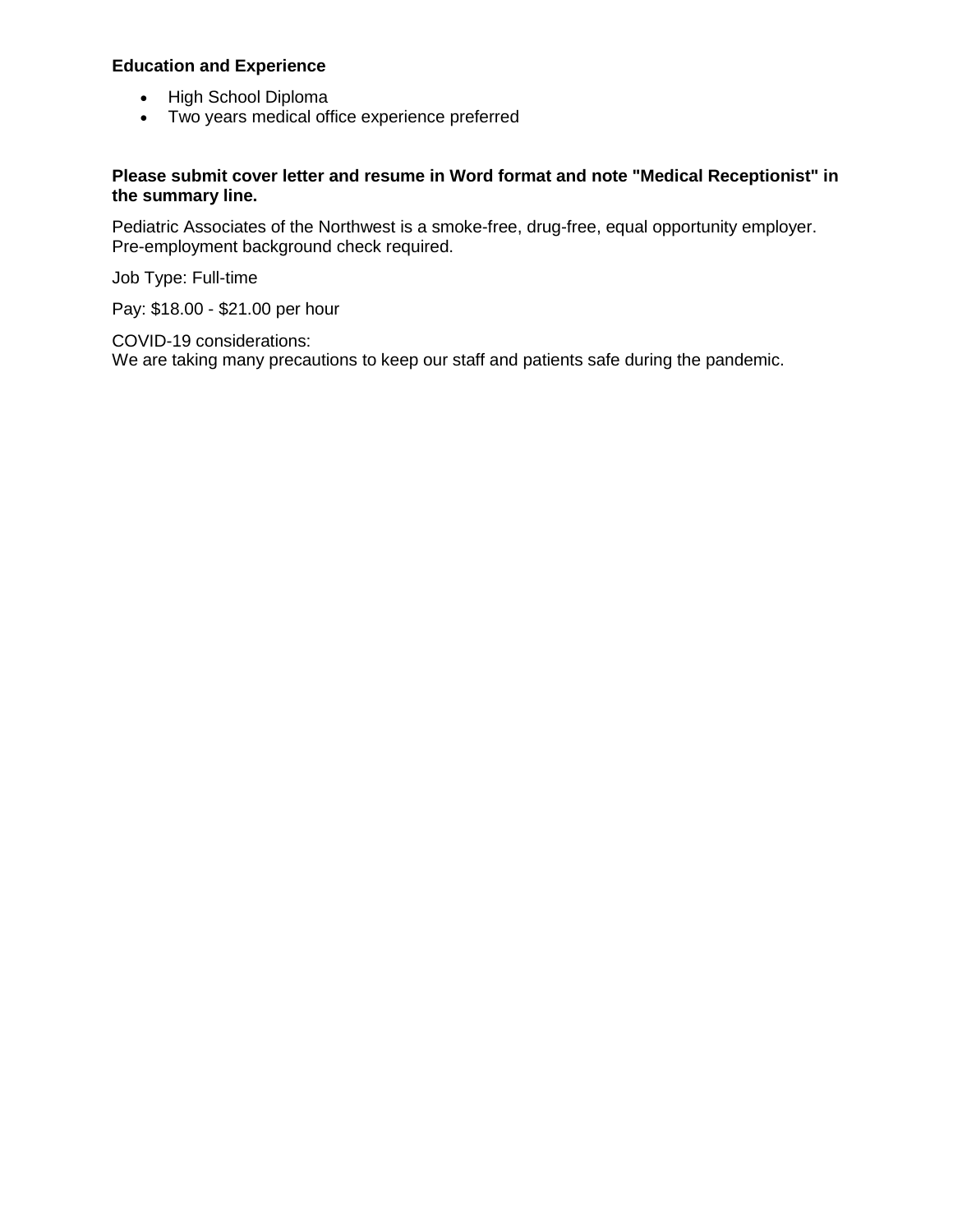**Education and Experience**

- High School Diploma
- Two years medical office experience preferred

**Please submit cover letter and resume in Word format and note "Medical Receptionist" in the summary line.**

Pediatric Associates of the Northwest is a smoke-free, drug-free, equal opportunity employer. Pre-employment background check required.

Job Type: Full-time

Pay: $18.00 - $21.00 per hour

COVID-19 considerations:
We are taking many precautions to keep our staff and patients safe during the pandemic.